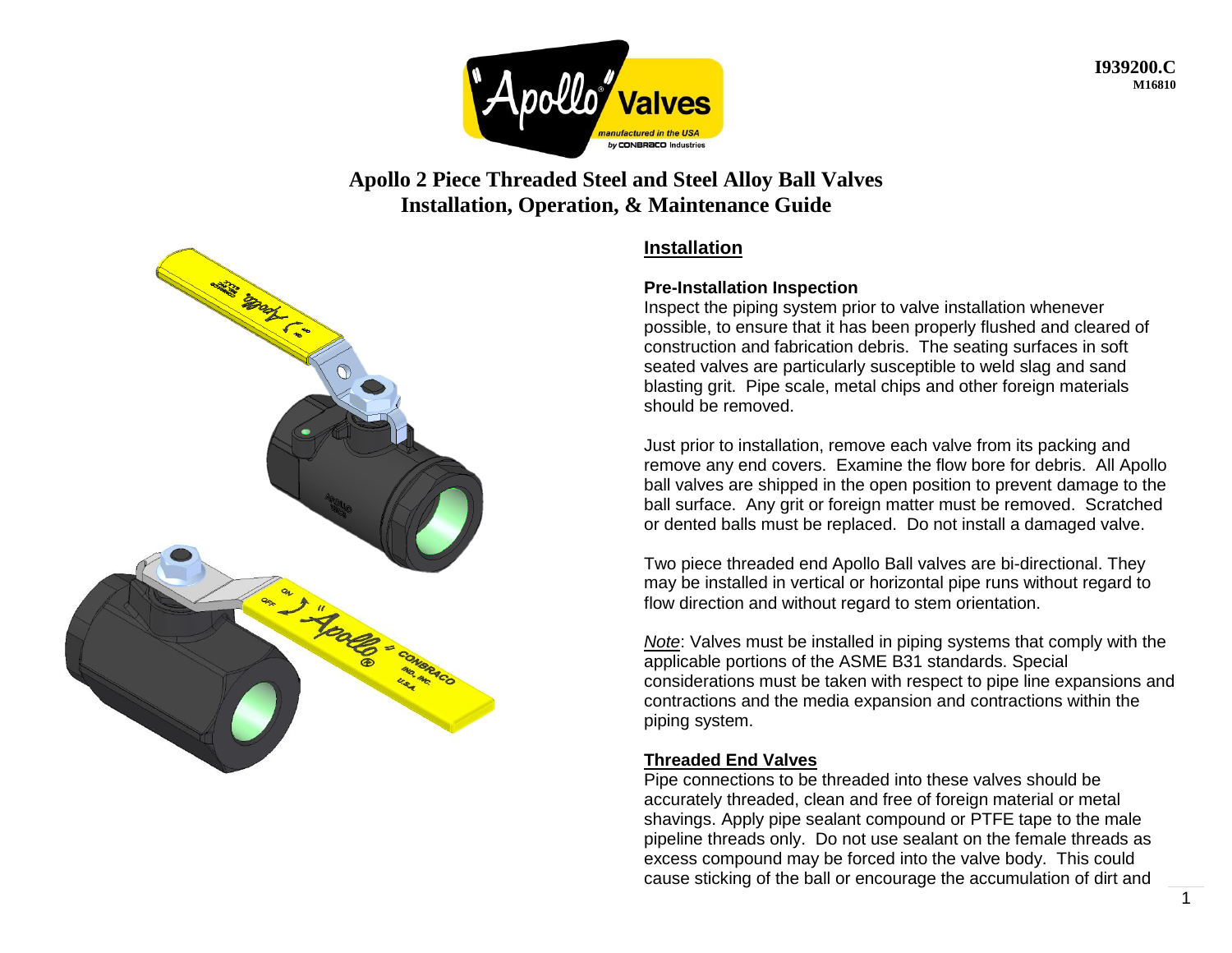I939200.C
M16810

# Apollo 2 Piece Threaded Steel and Steel Alloy Ball Valves
# Installation, Operation, & Maintenance Guide

## Installation

### Pre-Installation Inspection

Inspect the piping system prior to valve installation whenever possible, to ensure that it has been properly flushed and cleared of construction and fabrication debris. The seating surfaces in soft seated valves are particularly susceptible to weld slag and sand blasting grit. Pipe scale, metal chips and other foreign materials should be removed.

Just prior to installation, remove each valve from its packing and remove any end covers. Examine the flow bore for debris. All Apollo ball valves are shipped in the open position to prevent damage to the ball surface. Any grit or foreign matter must be removed. Scratched or dented balls must be replaced. Do not install a damaged valve.

Two piece threaded end Apollo Ball valves are bi-directional. They may be installed in vertical or horizontal pipe runs without regard to flow direction and without regard to stem orientation.

*Note*: Valves must be installed in piping systems that comply with the applicable portions of the ASME B31 standards. Special considerations must be taken with respect to pipe line expansions and contractions and the media expansion and contractions within the piping system.

### Threaded End Valves

Pipe connections to be threaded into these valves should be accurately threaded, clean and free of foreign material or metal shavings. Apply pipe sealant compound or PTFE tape to the male pipeline threads only. Do not use sealant on the female threads as excess compound may be forced into the valve body. This could cause sticking of the ball or encourage the accumulation of dirt and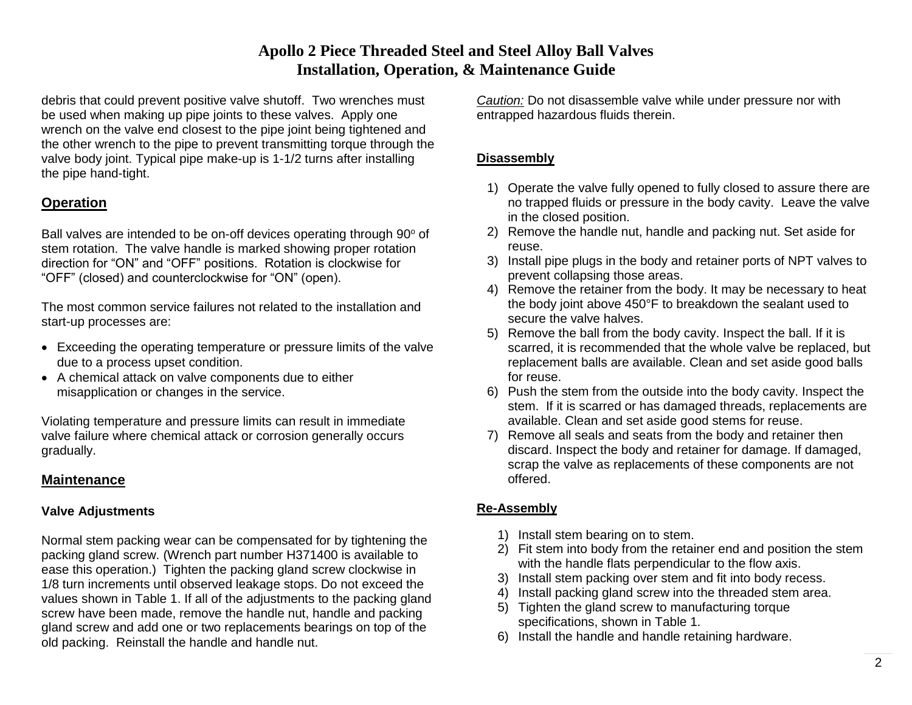debris that could prevent positive valve shutoff. Two wrenches must be used when making up pipe joints to these valves. Apply one wrench on the valve end closest to the pipe joint being tightened and the other wrench to the pipe to prevent transmitting torque through the valve body joint. Typical pipe make-up is 1-1/2 turns after installing the pipe hand-tight.

## Operation

Ball valves are intended to be on-off devices operating through 90$^o$ of stem rotation. The valve handle is marked showing proper rotation direction for "ON" and "OFF" positions. Rotation is clockwise for "OFF" (closed) and counterclockwise for "ON" (open).

The most common service failures not related to the installation and start-up processes are:

- Exceeding the operating temperature or pressure limits of the valve due to a process upset condition.
- A chemical attack on valve components due to either misapplication or changes in the service.

Violating temperature and pressure limits can result in immediate valve failure where chemical attack or corrosion generally occurs gradually.

## Maintenance

### Valve Adjustments

Normal stem packing wear can be compensated for by tightening the packing gland screw. (Wrench part number H371400 is available to ease this operation.) Tighten the packing gland screw clockwise in 1/8 turn increments until observed leakage stops. Do not exceed the values shown in Table 1. If all of the adjustments to the packing gland screw have been made, remove the handle nut, handle and packing gland screw and add one or two replacements bearings on top of the old packing. Reinstall the handle and handle nut.

*Caution:* Do not disassemble valve while under pressure nor with entrapped hazardous fluids therein.

### Disassembly

1) Operate the valve fully opened to fully closed to assure there are no trapped fluids or pressure in the body cavity. Leave the valve in the closed position.
2) Remove the handle nut, handle and packing nut. Set aside for reuse.
3) Install pipe plugs in the body and retainer ports of NPT valves to prevent collapsing those areas.
4) Remove the retainer from the body. It may be necessary to heat the body joint above 450°F to breakdown the sealant used to secure the valve halves.
5) Remove the ball from the body cavity. Inspect the ball. If it is scarred, it is recommended that the whole valve be replaced, but replacement balls are available. Clean and set aside good balls for reuse.
6) Push the stem from the outside into the body cavity. Inspect the stem. If it is scarred or has damaged threads, replacements are available. Clean and set aside good stems for reuse.
7) Remove all seals and seats from the body and retainer then discard. Inspect the body and retainer for damage. If damaged, scrap the valve as replacements of these components are not offered.

### Re-Assembly

1) Install stem bearing on to stem.
2) Fit stem into body from the retainer end and position the stem with the handle flats perpendicular to the flow axis.
3) Install stem packing over stem and fit into body recess.
4) Install packing gland screw into the threaded stem area.
5) Tighten the gland screw to manufacturing torque specifications, shown in Table 1.
6) Install the handle and handle retaining hardware.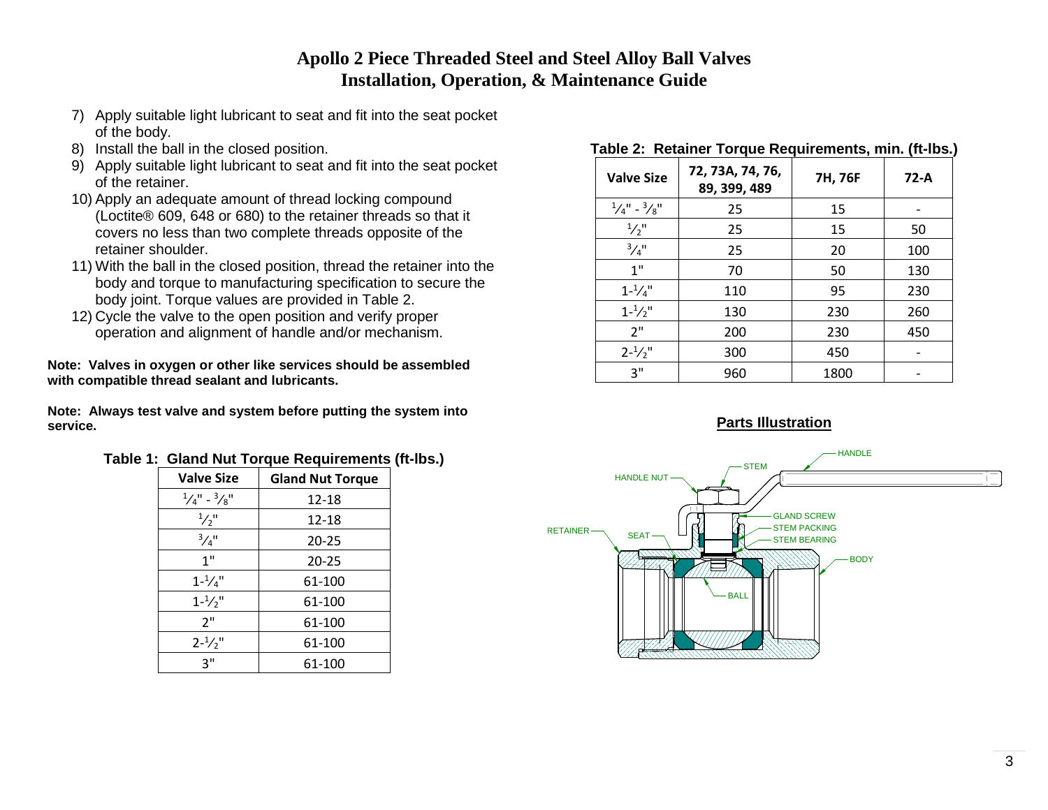# Apollo 2 Piece Threaded Steel and Steel Alloy Ball Valves
# Installation, Operation, & Maintenance Guide

7) Apply suitable light lubricant to seat and fit into the seat pocket of the body.
8) Install the ball in the closed position.
9) Apply suitable light lubricant to seat and fit into the seat pocket of the retainer.
10) Apply an adequate amount of thread locking compound (Loctite® 609, 648 or 680) to the retainer threads so that it covers no less than two complete threads opposite of the retainer shoulder.
11) With the ball in the closed position, thread the retainer into the body and torque to manufacturing specification to secure the body joint. Torque values are provided in Table 2.
12) Cycle the valve to the open position and verify proper operation and alignment of handle and/or mechanism.

**Note: Valves in oxygen or other like services should be assembled with compatible thread sealant and lubricants.**

**Note: Always test valve and system before putting the system into service.**

**Table 1: Gland Nut Torque Requirements (ft-lbs.)**

| Valve Size | Gland Nut Torque |
|---|---|
| 1/4" - 3/8" | 12-18 |
| 1/2" | 12-18 |
| 3/4" | 20-25 |
| 1" | 20-25 |
| 1-1/4" | 61-100 |
| 1-1/2" | 61-100 |
| 2" | 61-100 |
| 2-1/2" | 61-100 |
| 3" | 61-100 |

**Table 2: Retainer Torque Requirements, min. (ft-lbs.)**

| Valve Size | 72, 73A, 74, 76, 89, 399, 489 | 7H, 76F | 72-A |
|---|---|---|---|
| 1/4" - 3/8" | 25 | 15 | - |
| 1/2" | 25 | 15 | 50 |
| 3/4" | 25 | 20 | 100 |
| 1" | 70 | 50 | 130 |
| 1-1/4" | 110 | 95 | 230 |
| 1-1/2" | 130 | 230 | 260 |
| 2" | 200 | 230 | 450 |
| 2-1/2" | 300 | 450 | - |
| 3" | 960 | 1800 | - |

**Parts Illustration**

HANDLE
STEM
HANDLE NUT
GLAND SCREW
STEM PACKING
STEM BEARING
RETAINER
SEAT
BODY
BALL